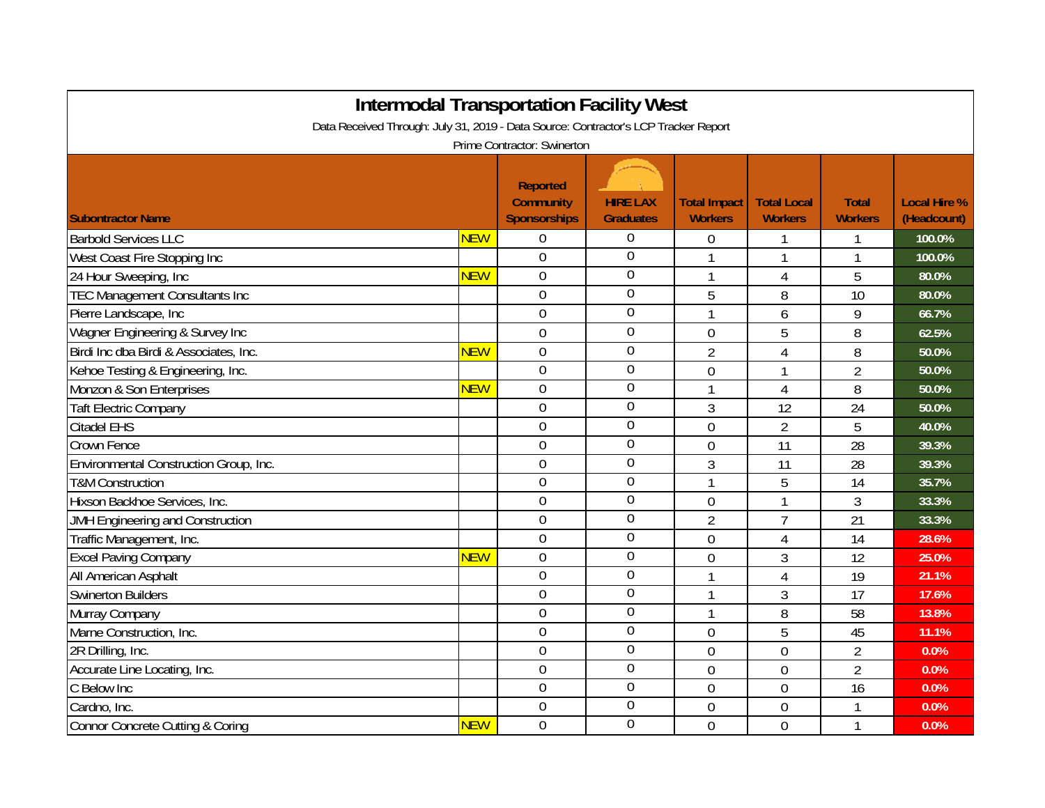# Intermodal Transportation Facility West

Data Received Through: July 31, 2019 - Data Source: Contractor's LCP Tracker Report

Prime Contractor: Swinerton

| Subontractor Name | | Reported Community Sponsorships | HIRE LAX Graduates | Total Impact Workers | Total Local Workers | Total Workers | Local Hire % (Headcount) |
|---|---|---|---|---|---|---|---|
| Barbold Services LLC | NEW | 0 | 0 | 0 | 1 | 1 | 100.0% |
| West Coast Fire Stopping Inc | | 0 | 0 | 1 | 1 | 1 | 100.0% |
| 24 Hour Sweeping, Inc | NEW | 0 | 0 | 1 | 4 | 5 | 80.0% |
| TEC Management Consultants Inc | | 0 | 0 | 5 | 8 | 10 | 80.0% |
| Pierre Landscape, Inc | | 0 | 0 | 1 | 6 | 9 | 66.7% |
| Wagner Engineering & Survey Inc | | 0 | 0 | 0 | 5 | 8 | 62.5% |
| Birdi Inc dba Birdi & Associates, Inc. | NEW | 0 | 0 | 2 | 4 | 8 | 50.0% |
| Kehoe Testing & Engineering, Inc. | | 0 | 0 | 0 | 1 | 2 | 50.0% |
| Monzon & Son Enterprises | NEW | 0 | 0 | 1 | 4 | 8 | 50.0% |
| Taft Electric Company | | 0 | 0 | 3 | 12 | 24 | 50.0% |
| Citadel EHS | | 0 | 0 | 0 | 2 | 5 | 40.0% |
| Crown Fence | | 0 | 0 | 0 | 11 | 28 | 39.3% |
| Environmental Construction Group, Inc. | | 0 | 0 | 3 | 11 | 28 | 39.3% |
| T&M Construction | | 0 | 0 | 1 | 5 | 14 | 35.7% |
| Hixson Backhoe Services, Inc. | | 0 | 0 | 0 | 1 | 3 | 33.3% |
| JMH Engineering and Construction | | 0 | 0 | 2 | 7 | 21 | 33.3% |
| Traffic Management, Inc. | | 0 | 0 | 0 | 4 | 14 | 28.6% |
| Excel Paving Company | NEW | 0 | 0 | 0 | 3 | 12 | 25.0% |
| All American Asphalt | | 0 | 0 | 1 | 4 | 19 | 21.1% |
| Swinerton Builders | | 0 | 0 | 1 | 3 | 17 | 17.6% |
| Murray Company | | 0 | 0 | 1 | 8 | 58 | 13.8% |
| Marne Construction, Inc. | | 0 | 0 | 0 | 5 | 45 | 11.1% |
| 2R Drilling, Inc. | | 0 | 0 | 0 | 0 | 2 | 0.0% |
| Accurate Line Locating, Inc. | | 0 | 0 | 0 | 0 | 2 | 0.0% |
| C Below Inc | | 0 | 0 | 0 | 0 | 16 | 0.0% |
| Cardno, Inc. | | 0 | 0 | 0 | 0 | 1 | 0.0% |
| Connor Concrete Cutting & Coring | NEW | 0 | 0 | 0 | 0 | 1 | 0.0% |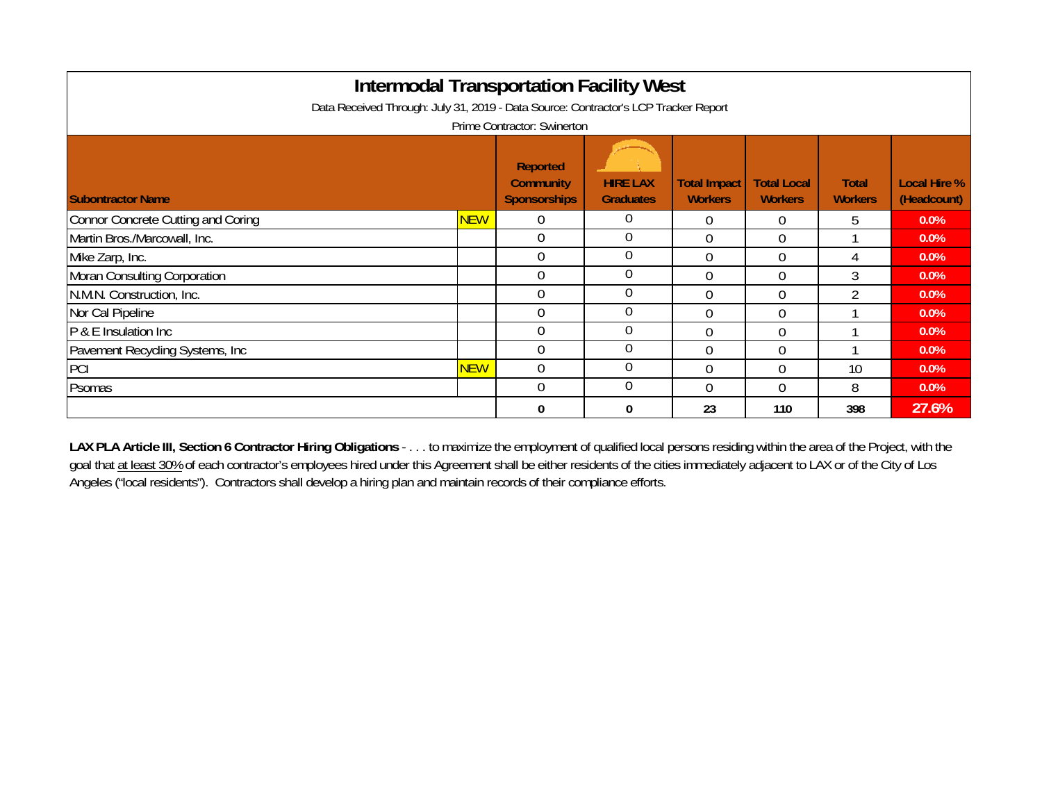# Intermodal Transportation Facility West

Data Received Through: July 31, 2019 - Data Source: Contractor's LCP Tracker Report

Prime Contractor: Swinerton

| Subontractor Name | | Reported Community Sponsorships | HIRE LAX Graduates | Total Impact Workers | Total Local Workers | Total Workers | Local Hire % (Headcount) |
|---|---|---|---|---|---|---|---|
| Connor Concrete Cutting and Coring | NEW | 0 | 0 | 0 | 0 | 5 | 0.0% |
| Martin Bros./Marcowall, Inc. | | 0 | 0 | 0 | 0 | 1 | 0.0% |
| Mike Zarp, Inc. | | 0 | 0 | 0 | 0 | 4 | 0.0% |
| Moran Consulting Corporation | | 0 | 0 | 0 | 0 | 3 | 0.0% |
| N.M.N. Construction, Inc. | | 0 | 0 | 0 | 0 | 2 | 0.0% |
| Nor Cal Pipeline | | 0 | 0 | 0 | 0 | 1 | 0.0% |
| P & E Insulation Inc | | 0 | 0 | 0 | 0 | 1 | 0.0% |
| Pavement Recycling Systems, Inc | | 0 | 0 | 0 | 0 | 1 | 0.0% |
| PCI | NEW | 0 | 0 | 0 | 0 | 10 | 0.0% |
| Psomas | | 0 | 0 | 0 | 0 | 8 | 0.0% |
| | | **0** | **0** | **23** | **110** | **398** | **27.6%** |

**LAX PLA Article III, Section 6 Contractor Hiring Obligations** - . . . to maximize the employment of qualified local persons residing within the area of the Project, with the goal that at least 30% of each contractor's employees hired under this Agreement shall be either residents of the cities immediately adjacent to LAX or of the City of Los Angeles ("local residents"). Contractors shall develop a hiring plan and maintain records of their compliance efforts.